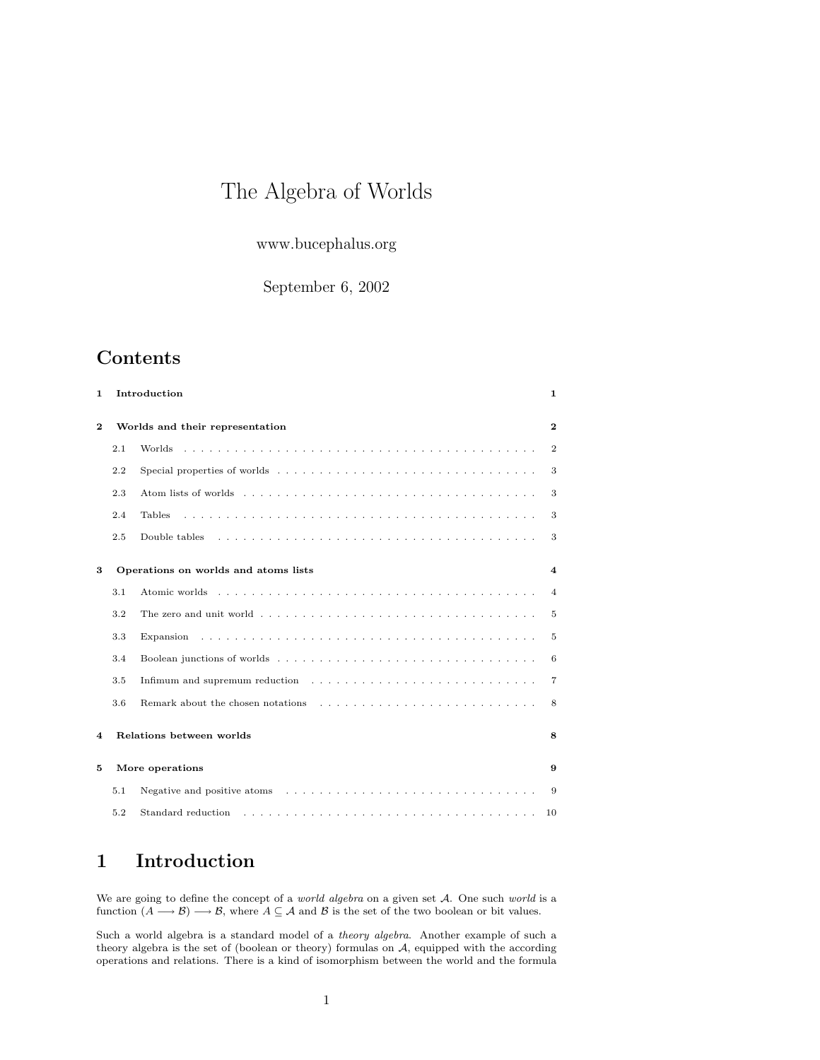# The Algebra of Worlds

www.bucephalus.org

September 6, 2002

## Contents

**1 Introduction** — 1

**2 Worlds and their representation** — 2

- 2.1 Worlds — 2
- 2.2 Special properties of worlds — 3
- 2.3 Atom lists of worlds — 3
- 2.4 Tables — 3
- 2.5 Double tables — 3

**3 Operations on worlds and atoms lists** — 4

- 3.1 Atomic worlds — 4
- 3.2 The zero and unit world — 5
- 3.3 Expansion — 5
- 3.4 Boolean junctions of worlds — 6
- 3.5 Infimum and supremum reduction — 7
- 3.6 Remark about the chosen notations — 8

**4 Relations between worlds** — 8

**5 More operations** — 9

- 5.1 Negative and positive atoms — 9
- 5.2 Standard reduction — 10

# 1 Introduction

We are going to define the concept of a *world algebra* on a given set $\mathcal{A}$. One such *world* is a function $(A \longrightarrow \mathcal{B}) \longrightarrow \mathcal{B}$, where $A \subseteq \mathcal{A}$ and $\mathcal{B}$ is the set of the two boolean or bit values.

Such a world algebra is a standard model of a *theory algebra*. Another example of such a theory algebra is the set of (boolean or theory) formulas on $\mathcal{A}$, equipped with the according operations and relations. There is a kind of isomorphism between the world and the formula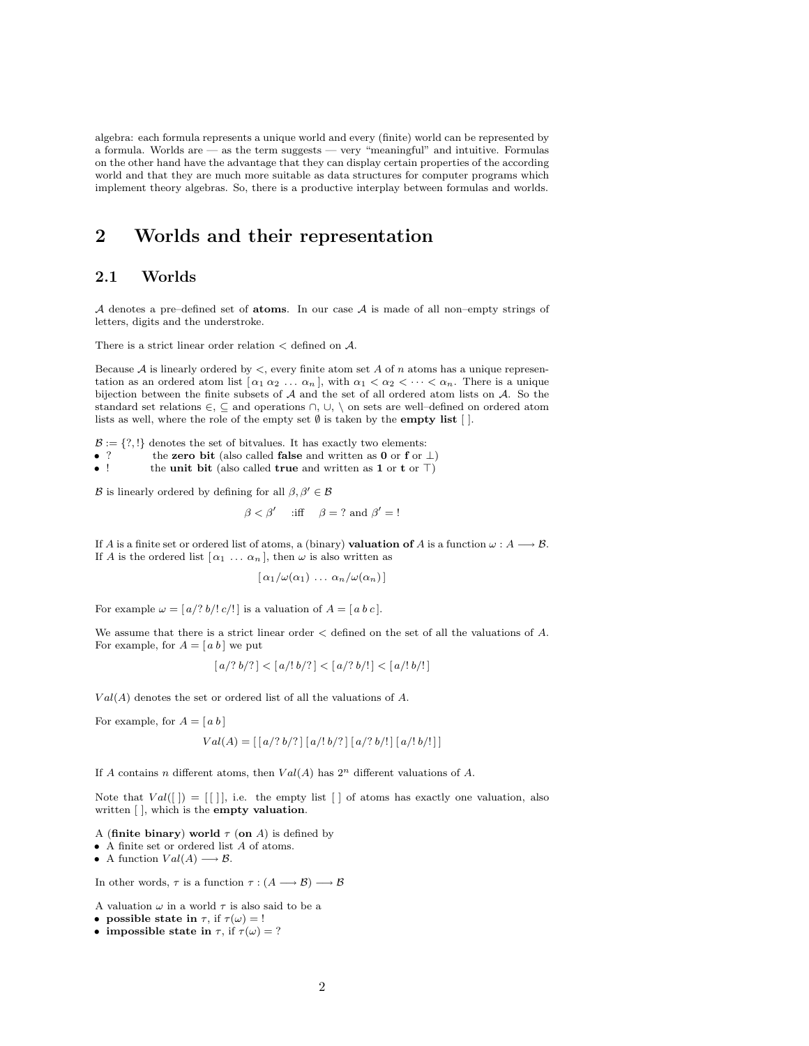algebra: each formula represents a unique world and every (finite) world can be represented by a formula. Worlds are — as the term suggests — very "meaningful" and intuitive. Formulas on the other hand have the advantage that they can display certain properties of the according world and that they are much more suitable as data structures for computer programs which implement theory algebras. So, there is a productive interplay between formulas and worlds.

# 2 Worlds and their representation

## 2.1 Worlds

$\mathcal{A}$ denotes a pre–defined set of **atoms**. In our case $\mathcal{A}$ is made of all non–empty strings of letters, digits and the understroke.

There is a strict linear order relation $<$ defined on $\mathcal{A}$.

Because $\mathcal{A}$ is linearly ordered by $<$, every finite atom set $A$ of $n$ atoms has a unique representation as an ordered atom list $[\,\alpha_1\,\alpha_2\,\ldots\,\alpha_n\,]$, with $\alpha_1 < \alpha_2 < \cdots < \alpha_n$. There is a unique bijection between the finite subsets of $\mathcal{A}$ and the set of all ordered atom lists on $\mathcal{A}$. So the standard set relations $\in$, $\subseteq$ and operations $\cap$, $\cup$, $\setminus$ on sets are well–defined on ordered atom lists as well, where the role of the empty set $\emptyset$ is taken by the **empty list** $[\,]$.

$\mathcal{B} := \{?, !\}$ denotes the set of bitvalues. It has exactly two elements:
- ? the **zero bit** (also called **false** and written as **0** or **f** or $\bot$)
- ! the **unit bit** (also called **true** and written as **1** or **t** or $\top$)

$\mathcal{B}$ is linearly ordered by defining for all $\beta, \beta' \in \mathcal{B}$

$$\beta < \beta' \quad \text{:iff} \quad \beta = ? \text{ and } \beta' = !$$

If $A$ is a finite set or ordered list of atoms, a (binary) **valuation of** $A$ is a function $\omega : A \longrightarrow \mathcal{B}$. If $A$ is the ordered list $[\,\alpha_1\,\ldots\,\alpha_n\,]$, then $\omega$ is also written as

$$[\,\alpha_1/\omega(\alpha_1)\,\ldots\,\alpha_n/\omega(\alpha_n)\,]$$

For example $\omega = [\,a/?\;b/!\;c/!\,]$ is a valuation of $A = [\,a\;b\;c\,]$.

We assume that there is a strict linear order $<$ defined on the set of all the valuations of $A$. For example, for $A = [\,a\;b\,]$ we put

$$[\,a/?\;b/?\,] < [\,a/!\;b/?\,] < [\,a/?\;b/!\,] < [\,a/!\;b/!\,]$$

$Val(A)$ denotes the set or ordered list of all the valuations of $A$.

For example, for $A = [\,a\;b\,]$

$$Val(A) = [\,[\,a/?\;b/?\,]\;[\,a/!\;b/?\,]\;[\,a/?\;b/!\,]\;[\,a/!\;b/!\,]\,]$$

If $A$ contains $n$ different atoms, then $Val(A)$ has $2^n$ different valuations of $A$.

Note that $Val([\,]) = [\,[\,]\,]$, i.e. the empty list $[\,]$ of atoms has exactly one valuation, also written $[\,]$, which is the **empty valuation**.

A (**finite binary**) **world** $\tau$ (**on** $A$) is defined by
- A finite set or ordered list $A$ of atoms.
- A function $Val(A) \longrightarrow \mathcal{B}$.

In other words, $\tau$ is a function $\tau : (A \longrightarrow \mathcal{B}) \longrightarrow \mathcal{B}$

A valuation $\omega$ in a world $\tau$ is also said to be a
- **possible state in** $\tau$, if $\tau(\omega) = !$
- **impossible state in** $\tau$, if $\tau(\omega) = ?$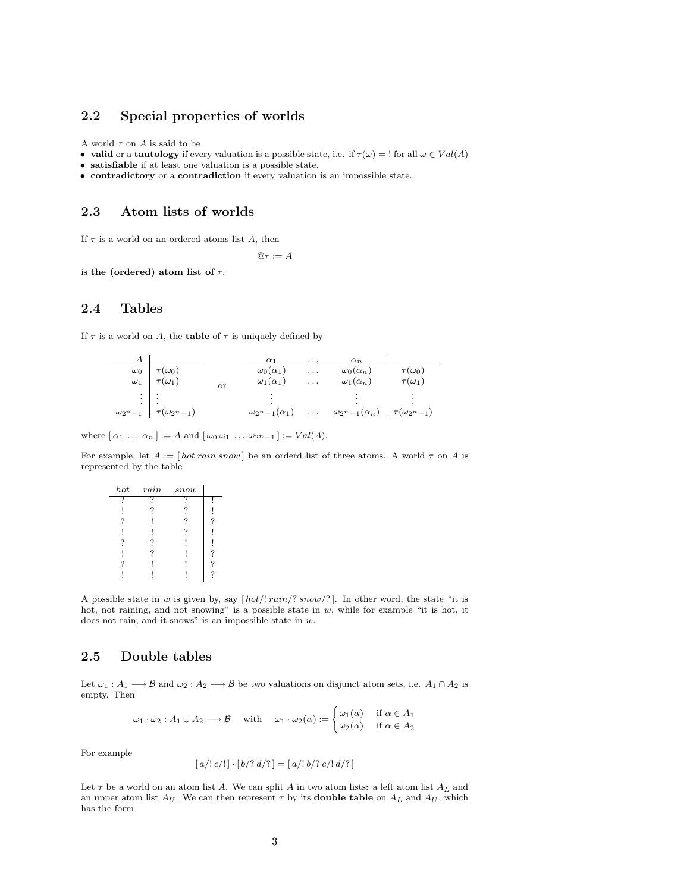## 2.2 Special properties of worlds

A world $\tau$ on $A$ is said to be

- **valid** or a **tautology** if every valuation is a possible state, i.e. if $\tau(\omega) = !$ for all $\omega \in Val(A)$
- **satisfiable** if at least one valuation is a possible state,
- **contradictory** or a **contradiction** if every valuation is an impossible state.

## 2.3 Atom lists of worlds

If $\tau$ is a world on an ordered atoms list $A$, then

$$@\tau := A$$

is **the (ordered) atom list of** $\tau$.

## 2.4 Tables

If $\tau$ is a world on $A$, the **table** of $\tau$ is uniquely defined by

| $A$ | |
|---|---|
| $\omega_0$ | $\tau(\omega_0)$ |
| $\omega_1$ | $\tau(\omega_1)$ |
| $\vdots$ | $\vdots$ |
| $\omega_{2^n-1}$ | $\tau(\omega_{2^n-1})$ |

or

| $\alpha_1$ | $\ldots$ | $\alpha_n$ | |
|---|---|---|---|
| $\omega_0(\alpha_1)$ | $\ldots$ | $\omega_0(\alpha_n)$ | $\tau(\omega_0)$ |
| $\omega_1(\alpha_1)$ | $\ldots$ | $\omega_1(\alpha_n)$ | $\tau(\omega_1)$ |
| $\vdots$ | | $\vdots$ | $\vdots$ |
| $\omega_{2^n-1}(\alpha_1)$ | $\ldots$ | $\omega_{2^n-1}(\alpha_n)$ | $\tau(\omega_{2^n-1})$ |

where $[\,\alpha_1 \,\ldots\, \alpha_n\,] := A$ and $[\,\omega_0\,\omega_1 \,\ldots\, \omega_{2^n-1}\,] := Val(A)$.

For example, let $A := [\,hot\ rain\ snow\,]$ be an orderd list of three atoms. A world $\tau$ on $A$ is represented by the table

| *hot* | *rain* | *snow* | |
|---|---|---|---|
| ? | ? | ? | ! |
| ! | ? | ? | ! |
| ? | ! | ? | ? |
| ! | ! | ? | ! |
| ? | ? | ! | ! |
| ! | ? | ! | ? |
| ? | ! | ! | ? |
| ! | ! | ! | ? |

A possible state in $w$ is given by, say $[\,hot/!\ rain/?\ snow/?\,]$. In other word, the state "it is hot, not raining, and not snowing" is a possible state in $w$, while for example "it is hot, it does not rain, and it snows" is an impossible state in $w$.

## 2.5 Double tables

Let $\omega_1 : A_1 \longrightarrow \mathcal{B}$ and $\omega_2 : A_2 \longrightarrow \mathcal{B}$ be two valuations on disjunct atom sets, i.e. $A_1 \cap A_2$ is empty. Then

$$\omega_1 \cdot \omega_2 : A_1 \cup A_2 \longrightarrow \mathcal{B} \quad \text{with} \quad \omega_1 \cdot \omega_2(\alpha) := \begin{cases} \omega_1(\alpha) & \text{if } \alpha \in A_1 \\ \omega_2(\alpha) & \text{if } \alpha \in A_2 \end{cases}$$

For example

$$[\,a/!\ c/!\,] \cdot [\,b/?\ d/?\,] = [\,a/!\ b/?\ c/!\ d/?\,]$$

Let $\tau$ be a world on an atom list $A$. We can split $A$ in two atom lists: a left atom list $A_L$ and an upper atom list $A_U$. We can then represent $\tau$ by its **double table** on $A_L$ and $A_U$, which has the form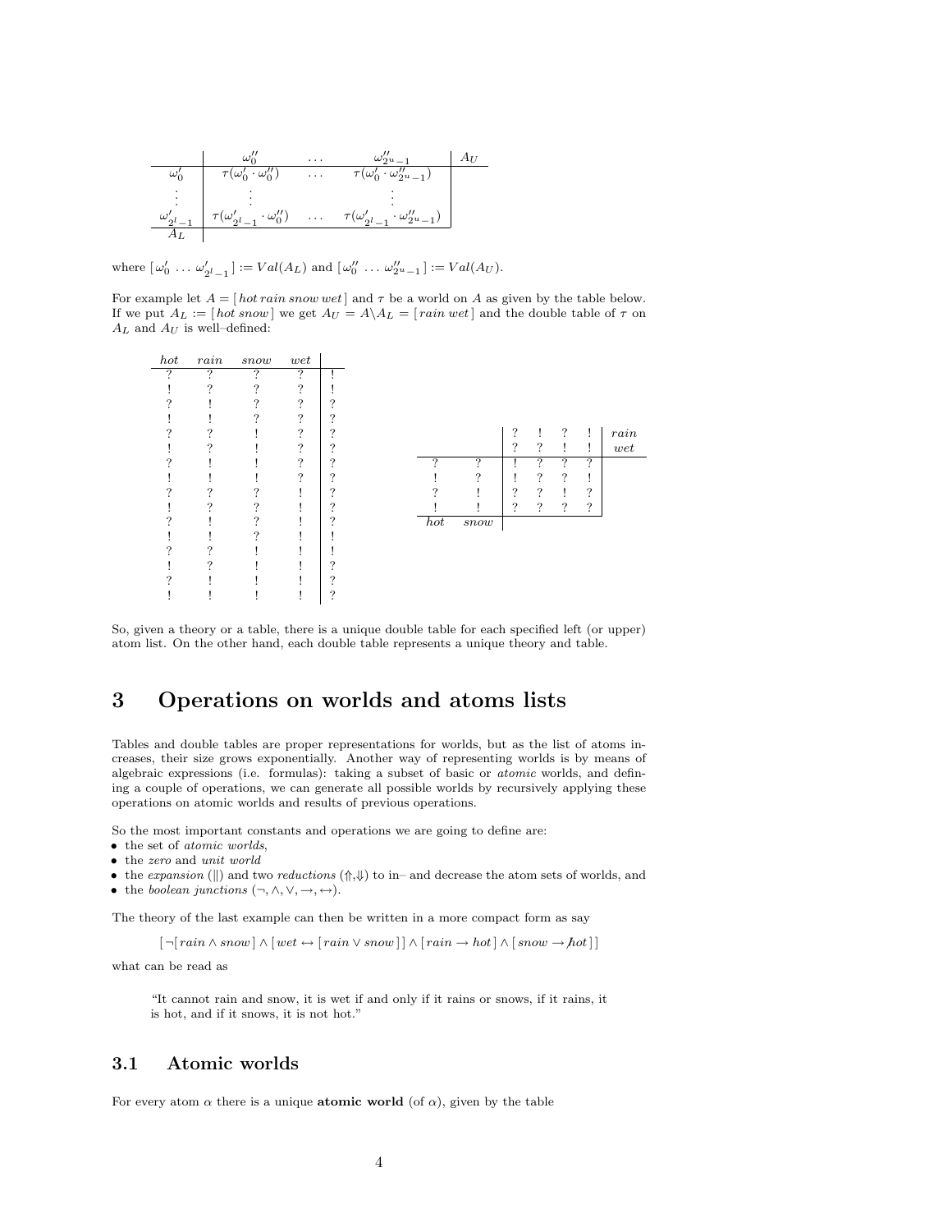|  | $\omega''_0$ | $\dots$ | $\omega''_{2^u-1}$ | $A_U$ |
|---|---|---|---|---|
| $\omega'_0$ | $\tau(\omega'_0 \cdot \omega''_0)$ | $\dots$ | $\tau(\omega'_0 \cdot \omega''_{2^u-1})$ |  |
| $\vdots$ | $\vdots$ |  | $\vdots$ |  |
| $\omega'_{2^l-1}$ | $\tau(\omega'_{2^l-1} \cdot \omega''_0)$ | $\dots$ | $\tau(\omega'_{2^l-1} \cdot \omega''_{2^u-1})$ |  |
| $A_L$ |  |  |  |  |

where $[\,\omega'_0\, \dots\, \omega'_{2^l-1}\,] := Val(A_L)$ and $[\,\omega''_0\, \dots\, \omega''_{2^u-1}\,] := Val(A_U)$.

For example let $A = [\,hot\, rain\, snow\, wet\,]$ and $\tau$ be a world on $A$ as given by the table below. If we put $A_L := [\,hot\, snow\,]$ we get $A_U = A \backslash A_L = [\,rain\, wet\,]$ and the double table of $\tau$ on $A_L$ and $A_U$ is well–defined:

| *hot* | *rain* | *snow* | *wet* |  |
|---|---|---|---|---|
| ? | ? | ? | ? | ! |
| ! | ? | ? | ? | ! |
| ? | ! | ? | ? | ? |
| ! | ! | ? | ? | ? |
| ? | ? | ! | ? | ? |
| ! | ? | ! | ? | ? |
| ? | ! | ! | ? | ? |
| ! | ! | ! | ? | ? |
| ? | ? | ? | ! | ? |
| ! | ? | ? | ! | ? |
| ? | ! | ? | ! | ? |
| ! | ! | ? | ! | ! |
| ? | ? | ! | ! | ! |
| ! | ? | ! | ! | ? |
| ? | ! | ! | ! | ? |
| ! | ! | ! | ! | ? |

|  |  | ? | ! | ? | ! | *rain* |
|---|---|---|---|---|---|---|
|  |  | ? | ? | ! | ! | *wet* |
| ? | ? | ! | ? | ? | ? |  |
| ! | ? | ! | ? | ? | ! |  |
| ? | ! | ? | ? | ! | ? |  |
| ! | ! | ? | ? | ? | ? |  |
| *hot* | *snow* |  |  |  |  |  |

So, given a theory or a table, there is a unique double table for each specified left (or upper) atom list. On the other hand, each double table represents a unique theory and table.

# 3 Operations on worlds and atoms lists

Tables and double tables are proper representations for worlds, but as the list of atoms increases, their size grows exponentially. Another way of representing worlds is by means of algebraic expressions (i.e. formulas): taking a subset of basic or *atomic* worlds, and defining a couple of operations, we can generate all possible worlds by recursively applying these operations on atomic worlds and results of previous operations.

So the most important constants and operations we are going to define are:

- the set of *atomic worlds*,
- the *zero* and *unit world*
- the *expansion* ($\|$) and two *reductions* ($\Uparrow$,$\Downarrow$) to in– and decrease the atom sets of worlds, and
- the *boolean junctions* ($\neg, \wedge, \vee, \rightarrow, \leftrightarrow$).

The theory of the last example can then be written in a more compact form as say

$$[\,\neg[\,rain \wedge snow\,] \wedge [\,wet \leftrightarrow [\,rain \vee snow\,]\,] \wedge [\,rain \rightarrow hot\,] \wedge [\,snow \not\rightarrow hot\,]\,]$$

what can be read as

> "It cannot rain and snow, it is wet if and only if it rains or snows, if it rains, it is hot, and if it snows, it is not hot."

## 3.1 Atomic worlds

For every atom $\alpha$ there is a unique **atomic world** (of $\alpha$), given by the table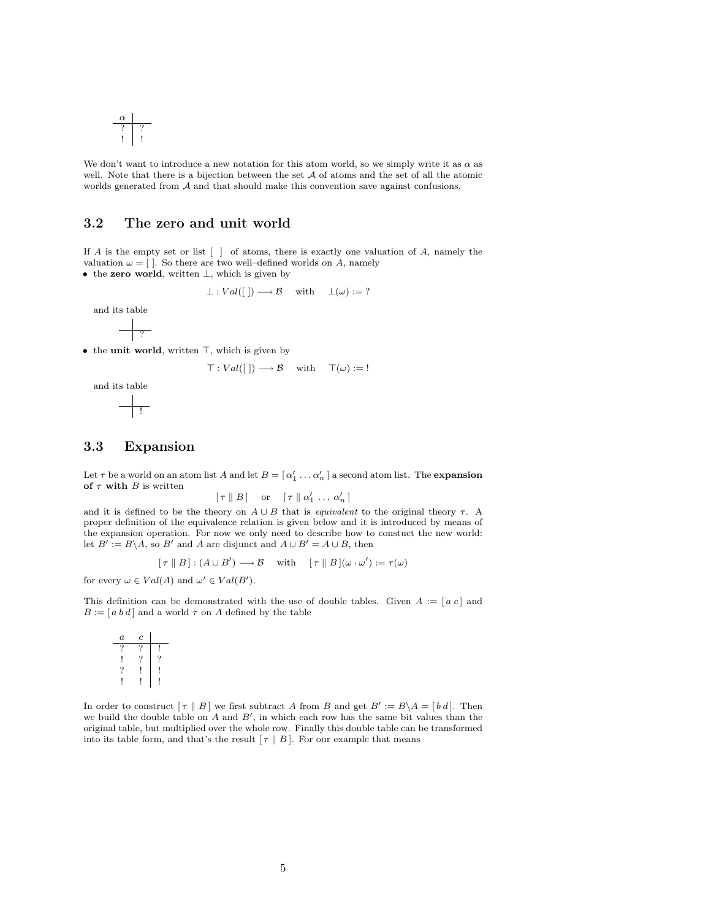| $\alpha$ | |
|---|---|
| ? | ? |
| ! | ! |

We don't want to introduce a new notation for this atom world, so we simply write it as $\alpha$ as well. Note that there is a bijection between the set $\mathcal{A}$ of atoms and the set of all the atomic worlds generated from $\mathcal{A}$ and that should make this convention save against confusions.

## 3.2 The zero and unit world

If $A$ is the empty set or list [ ] of atoms, there is exactly one valuation of $A$, namely the valuation $\omega = [\,]$. So there are two well–defined worlds on $A$, namely

- the **zero world**, written $\bot$, which is given by

$$\bot : Val([\,]) \longrightarrow \mathcal{B} \quad \text{with} \quad \bot(\omega) := ?$$

  and its table

| | |
|---|---|
| | ? |

- the **unit world**, written $\top$, which is given by

$$\top : Val([\,]) \longrightarrow \mathcal{B} \quad \text{with} \quad \top(\omega) := !$$

  and its table

| | |
|---|---|
| | ! |

## 3.3 Expansion

Let $\tau$ be a world on an atom list $A$ and let $B = [\,\alpha'_1 \ldots \alpha'_n\,]$ a second atom list. The **expansion of $\tau$ with $B$** is written

$$[\,\tau \parallel B\,] \quad \text{or} \quad [\,\tau \parallel \alpha'_1 \,\ldots\, \alpha'_n\,]$$

and it is defined to be the theory on $A \cup B$ that is *equivalent* to the original theory $\tau$. A proper definition of the equivalence relation is given below and it is introduced by means of the expansion operation. For now we only need to describe how to constuct the new world: let $B' := B \backslash A$, so $B'$ and $A$ are disjunct and $A \cup B' = A \cup B$, then

$$[\,\tau \parallel B\,] : (A \cup B') \longrightarrow \mathcal{B} \quad \text{with} \quad [\,\tau \parallel B\,](\omega \cdot \omega') := \tau(\omega)$$

for every $\omega \in Val(A)$ and $\omega' \in Val(B')$.

This definition can be demonstrated with the use of double tables. Given $A := [\,a\;c\,]$ and $B := [\,a\;b\;d\,]$ and a world $\tau$ on $A$ defined by the table

| $a$ | $c$ | |
|---|---|---|
| ? | ? | ! |
| ! | ? | ? |
| ? | ! | ! |
| ! | ! | ! |

In order to construct $[\,\tau \parallel B\,]$ we first subtract $A$ from $B$ and get $B' := B\backslash A = [\,b\;d\,]$. Then we build the double table on $A$ and $B'$, in which each row has the same bit values than the original table, but multiplied over the whole row. Finally this double table can be transformed into its table form, and that's the result $[\,\tau \parallel B\,]$. For our example that means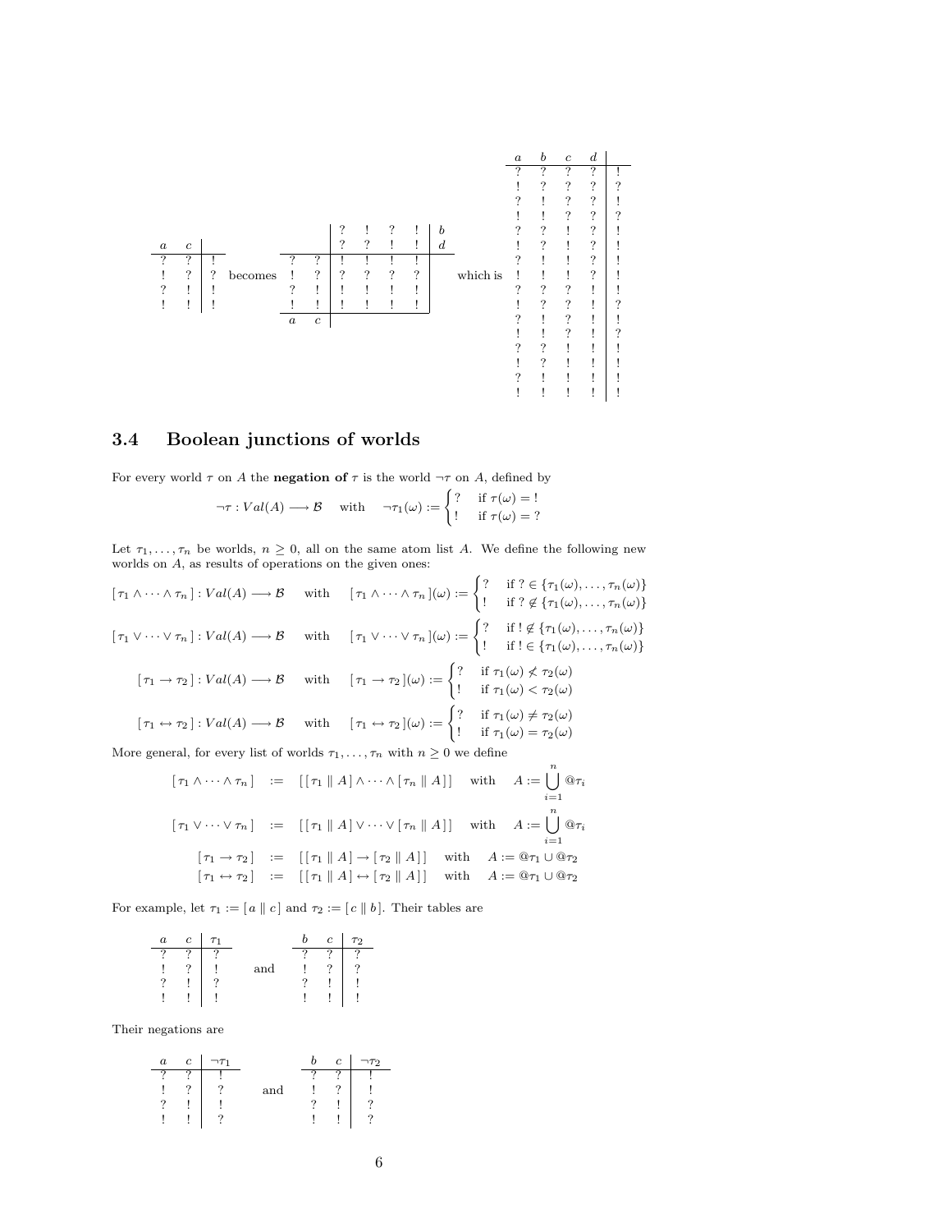| $a$ | $c$ | |
|---|---|---|
| ? | ? | ! |
| ! | ? | ? |
| ? | ! | ! |
| ! | ! | ! |

becomes

| | | ? | ! | ? | ! | $b$ |
|---|---|---|---|---|---|---|
| | | ? | ? | ! | ! | $d$ |
| ? | ? | ! | ! | ! | ! | |
| ! | ? | ? | ? | ? | ? | |
| ? | ! | ! | ! | ! | ! | |
| ! | ! | ! | ! | ! | ! | |
| $a$ | $c$ | | | | | |

which is

| $a$ | $b$ | $c$ | $d$ | |
|---|---|---|---|---|
| ? | ? | ? | ? | ! |
| ! | ? | ? | ? | ? |
| ? | ! | ? | ? | ! |
| ! | ! | ? | ? | ? |
| ? | ? | ! | ? | ! |
| ! | ? | ! | ? | ! |
| ? | ! | ! | ? | ! |
| ! | ! | ! | ? | ! |
| ? | ? | ? | ! | ! |
| ! | ? | ? | ! | ? |
| ? | ! | ? | ! | ! |
| ! | ! | ? | ! | ? |
| ? | ? | ! | ! | ! |
| ! | ? | ! | ! | ! |
| ? | ! | ! | ! | ! |
| ! | ! | ! | ! | ! |

## 3.4 Boolean junctions of worlds

For every world $\tau$ on $A$ the **negation of** $\tau$ is the world $\neg\tau$ on $A$, defined by

$$\neg\tau : Val(A) \longrightarrow \mathcal{B} \quad \text{with} \quad \neg\tau_1(\omega) := \begin{cases} ? & \text{if } \tau(\omega) = ! \\ ! & \text{if } \tau(\omega) = ? \end{cases}$$

Let $\tau_1, \ldots, \tau_n$ be worlds, $n \geq 0$, all on the same atom list $A$. We define the following new worlds on $A$, as results of operations on the given ones:

$$[\,\tau_1 \wedge \cdots \wedge \tau_n\,] : Val(A) \longrightarrow \mathcal{B} \quad \text{with} \quad [\,\tau_1 \wedge \cdots \wedge \tau_n\,](\omega) := \begin{cases} ? & \text{if } ? \in \{\tau_1(\omega), \ldots, \tau_n(\omega)\} \\ ! & \text{if } ? \notin \{\tau_1(\omega), \ldots, \tau_n(\omega)\} \end{cases}$$

$$[\,\tau_1 \vee \cdots \vee \tau_n\,] : Val(A) \longrightarrow \mathcal{B} \quad \text{with} \quad [\,\tau_1 \vee \cdots \vee \tau_n\,](\omega) := \begin{cases} ? & \text{if } ! \notin \{\tau_1(\omega), \ldots, \tau_n(\omega)\} \\ ! & \text{if } ! \in \{\tau_1(\omega), \ldots, \tau_n(\omega)\} \end{cases}$$

$$[\,\tau_1 \rightarrow \tau_2\,] : Val(A) \longrightarrow \mathcal{B} \quad \text{with} \quad [\,\tau_1 \rightarrow \tau_2\,](\omega) := \begin{cases} ? & \text{if } \tau_1(\omega) \not< \tau_2(\omega) \\ ! & \text{if } \tau_1(\omega) < \tau_2(\omega) \end{cases}$$

$$[\,\tau_1 \leftrightarrow \tau_2\,] : Val(A) \longrightarrow \mathcal{B} \quad \text{with} \quad [\,\tau_1 \leftrightarrow \tau_2\,](\omega) := \begin{cases} ? & \text{if } \tau_1(\omega) \neq \tau_2(\omega) \\ ! & \text{if } \tau_1(\omega) = \tau_2(\omega) \end{cases}$$

More general, for every list of worlds $\tau_1, \ldots, \tau_n$ with $n \geq 0$ we define

$$\begin{aligned}
[\,\tau_1 \wedge \cdots \wedge \tau_n\,] &:= [\,[\,\tau_1 \parallel A\,] \wedge \cdots \wedge [\,\tau_n \parallel A\,]\,] \quad \text{with} \quad A := \bigcup_{i=1}^{n} @\tau_i \\
[\,\tau_1 \vee \cdots \vee \tau_n\,] &:= [\,[\,\tau_1 \parallel A\,] \vee \cdots \vee [\,\tau_n \parallel A\,]\,] \quad \text{with} \quad A := \bigcup_{i=1}^{n} @\tau_i \\
[\,\tau_1 \rightarrow \tau_2\,] &:= [\,[\,\tau_1 \parallel A\,] \rightarrow [\,\tau_2 \parallel A\,]\,] \quad \text{with} \quad A := @\tau_1 \cup @\tau_2 \\
[\,\tau_1 \leftrightarrow \tau_2\,] &:= [\,[\,\tau_1 \parallel A\,] \leftrightarrow [\,\tau_2 \parallel A\,]\,] \quad \text{with} \quad A := @\tau_1 \cup @\tau_2
\end{aligned}$$

For example, let $\tau_1 := [\,a \parallel c\,]$ and $\tau_2 := [\,c \parallel b\,]$. Their tables are

| $a$ | $c$ | $\tau_1$ |
|---|---|---|
| ? | ? | ? |
| ! | ? | ! |
| ? | ! | ? |
| ! | ! | ! |

and

| $b$ | $c$ | $\tau_2$ |
|---|---|---|
| ? | ? | ? |
| ! | ? | ? |
| ? | ! | ! |
| ! | ! | ! |

Their negations are

| $a$ | $c$ | $\neg\tau_1$ |
|---|---|---|
| ? | ? | ! |
| ! | ? | ? |
| ? | ! | ! |
| ! | ! | ? |

and

| $b$ | $c$ | $\neg\tau_2$ |
|---|---|---|
| ? | ? | ! |
| ! | ? | ! |
| ? | ! | ? |
| ! | ! | ? |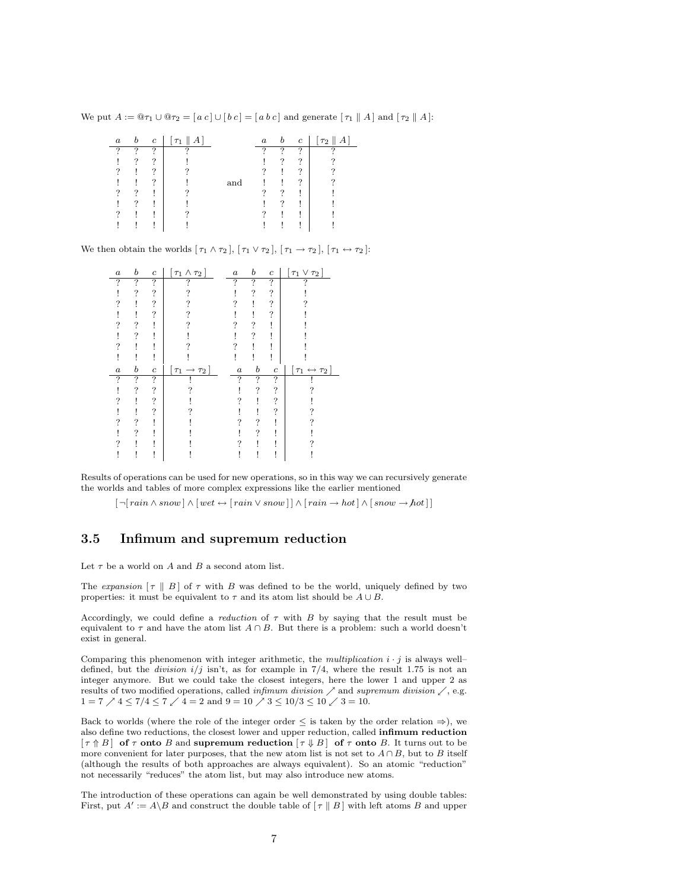We put $A := @\tau_1 \cup @\tau_2 = [\,a\;c\,] \cup [\,b\;c\,] = [\,a\;b\;c\,]$ and generate $[\,\tau_1 \parallel A\,]$ and $[\,\tau_2 \parallel A\,]$:

| $a$ | $b$ | $c$ | $[\,\tau_1 \parallel A\,]$ |
|---|---|---|---|
| ? | ? | ? | ? |
| ! | ? | ? | ! |
| ? | ! | ? | ? |
| ! | ! | ? | ! |
| ? | ? | ! | ? |
| ! | ? | ! | ! |
| ? | ! | ! | ? |
| ! | ! | ! | ! |

and

| $a$ | $b$ | $c$ | $[\,\tau_2 \parallel A\,]$ |
|---|---|---|---|
| ? | ? | ? | ? |
| ! | ? | ? | ? |
| ? | ! | ? | ? |
| ! | ! | ? | ? |
| ? | ? | ! | ! |
| ! | ? | ! | ! |
| ? | ! | ! | ! |
| ! | ! | ! | ! |

We then obtain the worlds $[\,\tau_1 \wedge \tau_2\,]$, $[\,\tau_1 \vee \tau_2\,]$, $[\,\tau_1 \rightarrow \tau_2\,]$, $[\,\tau_1 \leftrightarrow \tau_2\,]$:

| $a$ | $b$ | $c$ | $[\,\tau_1 \wedge \tau_2\,]$ | $a$ | $b$ | $c$ | $[\,\tau_1 \vee \tau_2\,]$ |
|---|---|---|---|---|---|---|---|
| ? | ? | ? | ? | ? | ? | ? | ? |
| ! | ? | ? | ? | ! | ? | ? | ! |
| ? | ! | ? | ? | ? | ! | ? | ? |
| ! | ! | ? | ? | ! | ! | ? | ! |
| ? | ? | ! | ? | ? | ? | ! | ! |
| ! | ? | ! | ! | ! | ? | ! | ! |
| ? | ! | ! | ? | ? | ! | ! | ! |
| ! | ! | ! | ! | ! | ! | ! | ! |

| $a$ | $b$ | $c$ | $[\,\tau_1 \rightarrow \tau_2\,]$ | $a$ | $b$ | $c$ | $[\,\tau_1 \leftrightarrow \tau_2\,]$ |
|---|---|---|---|---|---|---|---|
| ? | ? | ? | ! | ? | ? | ? | ! |
| ! | ? | ? | ? | ! | ? | ? | ? |
| ? | ! | ? | ! | ? | ! | ? | ! |
| ! | ! | ? | ? | ! | ! | ? | ? |
| ? | ? | ! | ! | ? | ? | ! | ? |
| ! | ? | ! | ! | ! | ? | ! | ! |
| ? | ! | ! | ! | ? | ! | ! | ? |
| ! | ! | ! | ! | ! | ! | ! | ! |

Results of operations can be used for new operations, so in this way we can recursively generate the worlds and tables of more complex expressions like the earlier mentioned

$$[\,\neg[\,rain \wedge snow\,] \wedge [\,wet \leftrightarrow [\,rain \vee snow\,]\,] \wedge [\,rain \rightarrow hot\,] \wedge [\,snow \rightarrow \not{h}ot\,]\,]$$

## 3.5 Infimum and supremum reduction

Let $\tau$ be a world on $A$ and $B$ a second atom list.

The *expansion* $[\,\tau \parallel B\,]$ of $\tau$ with $B$ was defined to be the world, uniquely defined by two properties: it must be equivalent to $\tau$ and its atom list should be $A \cup B$.

Accordingly, we could define a *reduction* of $\tau$ with $B$ by saying that the result must be equivalent to $\tau$ and have the atom list $A \cap B$. But there is a problem: such a world doesn't exist in general.

Comparing this phenomenon with integer arithmetic, the *multiplication* $i \cdot j$ is always well–defined, but the *division* $i/j$ isn't, as for example in $7/4$, where the result $1.75$ is not an integer anymore. But we could take the closest integers, here the lower 1 and upper 2 as results of two modified operations, called *infimum division* $\nearrow$ and *supremum division* $\swarrow$, e.g. $1 = 7 \nearrow 4 \leq 7/4 \leq 7 \swarrow 4 = 2$ and $9 = 10 \nearrow 3 \leq 10/3 \leq 10 \swarrow 3 = 10$.

Back to worlds (where the role of the integer order $\leq$ is taken by the order relation $\Rightarrow$), we also define two reductions, the closest lower and upper reduction, called **infimum reduction** $[\,\tau \Uparrow B\,]$ **of** $\tau$ **onto** $B$ and **supremum reduction** $[\,\tau \Downarrow B\,]$ **of** $\tau$ **onto** $B$. It turns out to be more convenient for later purposes, that the new atom list is not set to $A \cap B$, but to $B$ itself (although the results of both approaches are always equivalent). So an atomic "reduction" not necessarily "reduces" the atom list, but may also introduce new atoms.

The introduction of these operations can again be well demonstrated by using double tables: First, put $A' := A \backslash B$ and construct the double table of $[\,\tau \parallel B\,]$ with left atoms $B$ and upper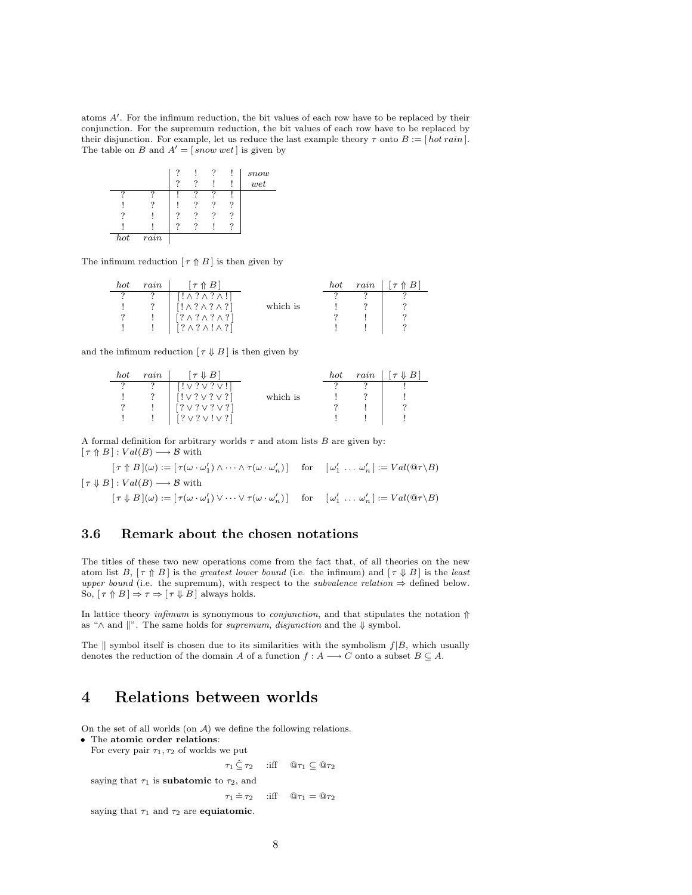atoms $A'$. For the infimum reduction, the bit values of each row have to be replaced by their conjunction. For the supremum reduction, the bit values of each row have to be replaced by their disjunction. For example, let us reduce the last example theory $\tau$ onto $B := [\,hot\; rain\,]$. The table on $B$ and $A' = [\,snow\; wet\,]$ is given by

| | | ? | ! | ? | ! | *snow* |
|---|---|---|---|---|---|---|
| | | ? | ? | ! | ! | *wet* |
| ? | ? | ! | ? | ? | ! | |
| ! | ? | ! | ? | ? | ? | |
| ? | ! | ? | ? | ? | ? | |
| ! | ! | ? | ? | ! | ? | |
| *hot* | *rain* | | | | | |

The infimum reduction $[\,\tau \Uparrow B\,]$ is then given by

| *hot* | *rain* | $[\,\tau \Uparrow B\,]$ | | *hot* | *rain* | $[\,\tau \Uparrow B\,]$ |
|---|---|---|---|---|---|---|
| ? | ? | $[\,! \wedge ? \wedge ? \wedge !\,]$ | | ? | ? | ? |
| ! | ? | $[\,! \wedge ? \wedge ? \wedge ?\,]$ | which is | ! | ? | ? |
| ? | ! | $[\,? \wedge ? \wedge ? \wedge ?\,]$ | | ? | ! | ? |
| ! | ! | $[\,? \wedge ? \wedge ! \wedge ?\,]$ | | ! | ! | ? |

and the infimum reduction $[\,\tau \Downarrow B\,]$ is then given by

| *hot* | *rain* | $[\,\tau \Downarrow B\,]$ | | *hot* | *rain* | $[\,\tau \Downarrow B\,]$ |
|---|---|---|---|---|---|---|
| ? | ? | $[\,! \vee ? \vee ? \vee !\,]$ | | ? | ? | ! |
| ! | ? | $[\,! \vee ? \vee ? \vee ?\,]$ | which is | ! | ? | ! |
| ? | ! | $[\,? \vee ? \vee ? \vee ?\,]$ | | ? | ! | ? |
| ! | ! | $[\,? \vee ? \vee ! \vee ?\,]$ | | ! | ! | ! |

A formal definition for arbitrary worlds $\tau$ and atom lists $B$ are given by:
$[\,\tau \Uparrow B\,] : Val(B) \longrightarrow \mathcal{B}$ with

$$[\,\tau \Uparrow B\,](\omega) := [\,\tau(\omega \cdot \omega'_1) \wedge \cdots \wedge \tau(\omega \cdot \omega'_n)\,] \quad \text{for} \quad [\,\omega'_1 \;\ldots\; \omega'_n\,] := Val(@\tau \backslash B)$$

$[\,\tau \Downarrow B\,] : Val(B) \longrightarrow \mathcal{B}$ with

$$[\,\tau \Downarrow B\,](\omega) := [\,\tau(\omega \cdot \omega'_1) \vee \cdots \vee \tau(\omega \cdot \omega'_n)\,] \quad \text{for} \quad [\,\omega'_1 \;\ldots\; \omega'_n\,] := Val(@\tau \backslash B)$$

### 3.6 Remark about the chosen notations

The titles of these two new operations come from the fact that, of all theories on the new atom list $B$, $[\,\tau \Uparrow B\,]$ is the *greatest lower bound* (i.e. the infimum) and $[\,\tau \Downarrow B\,]$ is the *least upper bound* (i.e. the supremum), with respect to the *subvalence relation* $\Rightarrow$ defined below. So, $[\,\tau \Uparrow B\,] \Rightarrow \tau \Rightarrow [\,\tau \Downarrow B\,]$ always holds.

In lattice theory *infimum* is synonymous to *conjunction*, and that stipulates the notation $\Uparrow$ as "$\wedge$ and $\|$". The same holds for *supremum*, *disjunction* and the $\Downarrow$ symbol.

The $\|$ symbol itself is chosen due to its similarities with the symbolism $f|B$, which usually denotes the reduction of the domain $A$ of a function $f : A \longrightarrow C$ onto a subset $B \subseteq A$.

## 4 Relations between worlds

On the set of all worlds (on $\mathcal{A}$) we define the following relations.

- The **atomic order relations**:
  For every pair $\tau_1, \tau_2$ of worlds we put

  $$\tau_1 \mathrel{\hat{\subseteq}} \tau_2 \quad :\text{iff} \quad @\tau_1 \subseteq @\tau_2$$

  saying that $\tau_1$ is **subatomic** to $\tau_2$, and

  $$\tau_1 \mathrel{\hat{=}} \tau_2 \quad :\text{iff} \quad @\tau_1 = @\tau_2$$

  saying that $\tau_1$ and $\tau_2$ are **equiatomic**.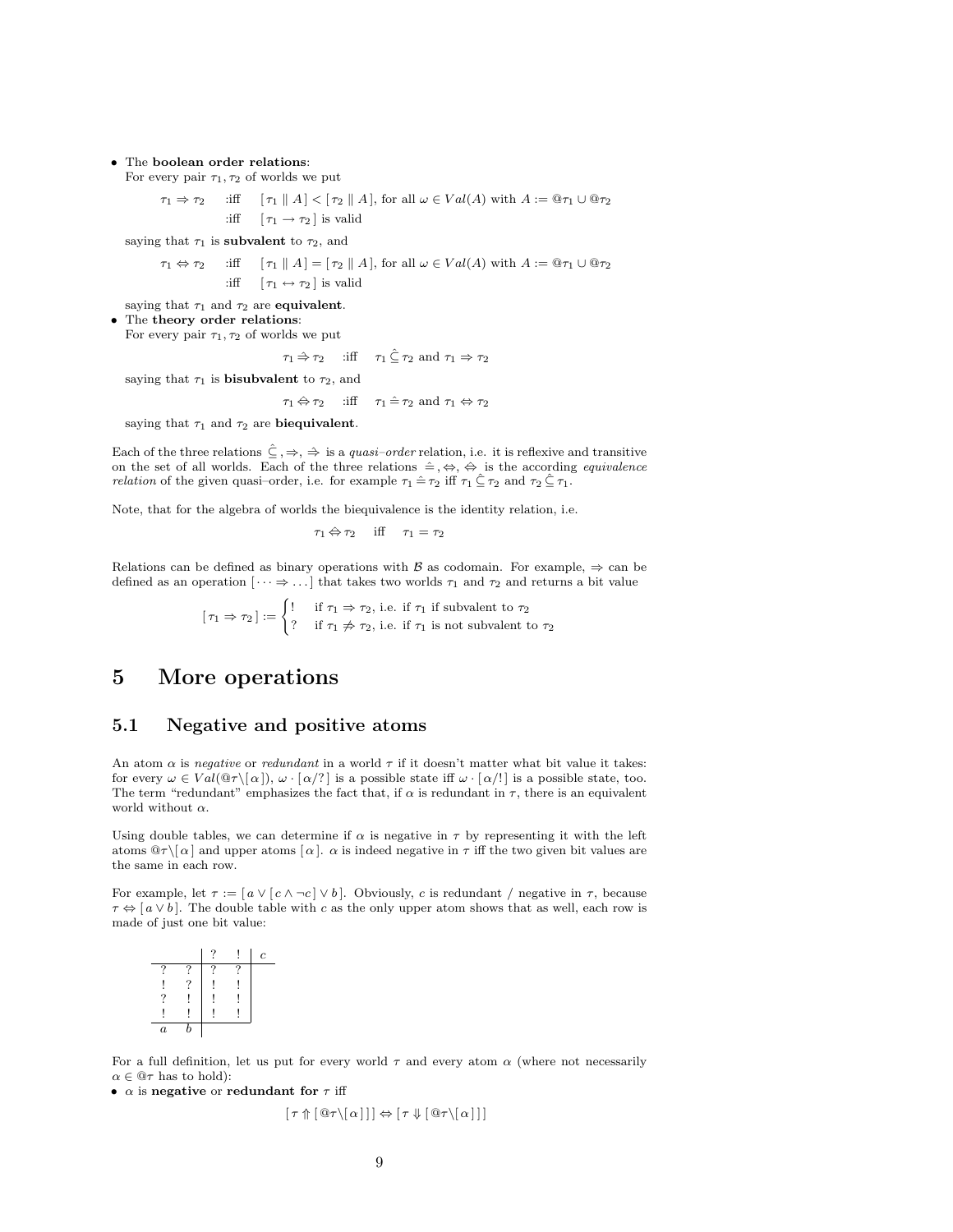- The **boolean order relations**:
  For every pair $\tau_1, \tau_2$ of worlds we put

$$
\begin{aligned}
\tau_1 \Rightarrow \tau_2 \quad &:\text{iff} \quad [\,\tau_1 \parallel A\,] < [\,\tau_2 \parallel A\,], \text{ for all } \omega \in Val(A) \text{ with } A := @\tau_1 \cup @\tau_2 \\
&:\text{iff} \quad [\,\tau_1 \rightarrow \tau_2\,] \text{ is valid}
\end{aligned}
$$

  saying that $\tau_1$ is **subvalent** to $\tau_2$, and

$$
\begin{aligned}
\tau_1 \Leftrightarrow \tau_2 \quad &:\text{iff} \quad [\,\tau_1 \parallel A\,] = [\,\tau_2 \parallel A\,], \text{ for all } \omega \in Val(A) \text{ with } A := @\tau_1 \cup @\tau_2 \\
&:\text{iff} \quad [\,\tau_1 \leftrightarrow \tau_2\,] \text{ is valid}
\end{aligned}
$$

  saying that $\tau_1$ and $\tau_2$ are **equivalent**.
- The **theory order relations**:
  For every pair $\tau_1, \tau_2$ of worlds we put

$$
\tau_1 \mathrel{\hat{\Rightarrow}} \tau_2 \quad :\text{iff} \quad \tau_1 \mathrel{\hat{\subseteq}} \tau_2 \text{ and } \tau_1 \Rightarrow \tau_2
$$

  saying that $\tau_1$ is **bisubvalent** to $\tau_2$, and

$$
\tau_1 \mathrel{\hat{\Leftrightarrow}} \tau_2 \quad :\text{iff} \quad \tau_1 \mathrel{\hat{=}} \tau_2 \text{ and } \tau_1 \Leftrightarrow \tau_2
$$

  saying that $\tau_1$ and $\tau_2$ are **biequivalent**.

Each of the three relations $\hat{\subseteq}, \Rightarrow, \hat{\Rightarrow}$ is a *quasi–order* relation, i.e. it is reflexive and transitive on the set of all worlds. Each of the three relations $\hat{=}, \Leftrightarrow, \hat{\Leftrightarrow}$ is the according *equivalence relation* of the given quasi–order, i.e. for example $\tau_1 \mathrel{\hat{=}} \tau_2$ iff $\tau_1 \mathrel{\hat{\subseteq}} \tau_2$ and $\tau_2 \mathrel{\hat{\subseteq}} \tau_1$.

Note, that for the algebra of worlds the biequivalence is the identity relation, i.e.

$$
\tau_1 \mathrel{\hat{\Leftrightarrow}} \tau_2 \quad \text{iff} \quad \tau_1 = \tau_2
$$

Relations can be defined as binary operations with $\mathcal{B}$ as codomain. For example, $\Rightarrow$ can be defined as an operation $[\cdots \Rightarrow \ldots]$ that takes two worlds $\tau_1$ and $\tau_2$ and returns a bit value

$$
[\,\tau_1 \Rightarrow \tau_2\,] := \begin{cases} ! & \text{if } \tau_1 \Rightarrow \tau_2, \text{ i.e. if } \tau_1 \text{ if subvalent to } \tau_2 \\ ? & \text{if } \tau_1 \not\Rightarrow \tau_2, \text{ i.e. if } \tau_1 \text{ is not subvalent to } \tau_2 \end{cases}
$$

# 5 More operations

## 5.1 Negative and positive atoms

An atom $\alpha$ is *negative* or *redundant* in a world $\tau$ if it doesn't matter what bit value it takes: for every $\omega \in Val(@\tau \backslash [\,\alpha\,])$, $\omega \cdot [\,\alpha/?\,]$ is a possible state iff $\omega \cdot [\,\alpha/!\,]$ is a possible state, too. The term "redundant" emphasizes the fact that, if $\alpha$ is redundant in $\tau$, there is an equivalent world without $\alpha$.

Using double tables, we can determine if $\alpha$ is negative in $\tau$ by representing it with the left atoms $@\tau \backslash [\,\alpha\,]$ and upper atoms $[\,\alpha\,]$. $\alpha$ is indeed negative in $\tau$ iff the two given bit values are the same in each row.

For example, let $\tau := [\,a \vee [\,c \wedge \neg c\,] \vee b\,]$. Obviously, $c$ is redundant / negative in $\tau$, because $\tau \Leftrightarrow [\,a \vee b\,]$. The double table with $c$ as the only upper atom shows that as well, each row is made of just one bit value:

|   |   | ? | ! | $c$ |
|---|---|---|---|---|
| ? | ? | ? | ? | |
| ! | ? | ! | ! | |
| ? | ! | ! | ! | |
| ! | ! | ! | ! | |
| $a$ | $b$ | | | |

For a full definition, let us put for every world $\tau$ and every atom $\alpha$ (where not necessarily $\alpha \in @\tau$ has to hold):

- $\alpha$ is **negative** or **redundant for** $\tau$ iff

$$
[\,\tau \Uparrow [\,@\tau \backslash [\,\alpha\,]\,]\,] \Leftrightarrow [\,\tau \Downarrow [\,@\tau \backslash [\,\alpha\,]\,]\,]
$$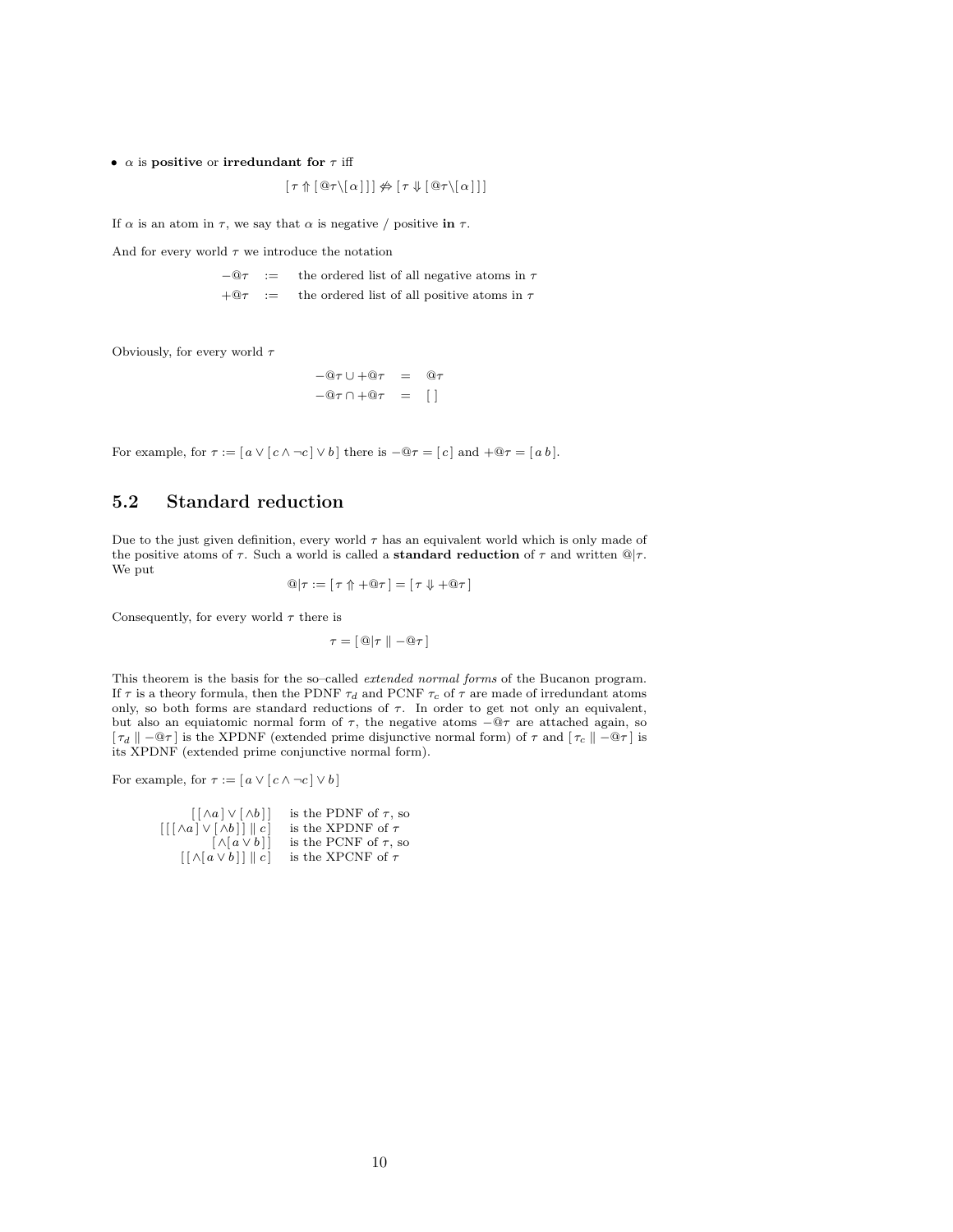- $\alpha$ is **positive** or **irredundant for** $\tau$ iff

$$[\,\tau \Uparrow [\,@\tau\backslash[\,\alpha\,]\,]\,] \not\Leftrightarrow [\,\tau \Downarrow [\,@\tau\backslash[\,\alpha\,]\,]\,]$$

If $\alpha$ is an atom in $\tau$, we say that $\alpha$ is negative / positive **in** $\tau$.

And for every world $\tau$ we introduce the notation

$$\begin{array}{rcl} -@\tau & := & \text{the ordered list of all negative atoms in } \tau \\ +@\tau & := & \text{the ordered list of all positive atoms in } \tau \end{array}$$

Obviously, for every world $\tau$

$$\begin{array}{rcl} -@\tau \cup +@\tau & = & @\tau \\ -@\tau \cap +@\tau & = & [\,] \end{array}$$

For example, for $\tau := [\,a \vee [\,c \wedge \neg c\,] \vee b\,]$ there is $-@\tau = [\,c\,]$ and $+@\tau = [\,a\;b\,]$.

## 5.2 Standard reduction

Due to the just given definition, every world $\tau$ has an equivalent world which is only made of the positive atoms of $\tau$. Such a world is called a **standard reduction** of $\tau$ and written $@|\tau$. We put

$$@|\tau := [\,\tau \Uparrow +@\tau\,] = [\,\tau \Downarrow +@\tau\,]$$

Consequently, for every world $\tau$ there is

$$\tau = [\,@|\tau \parallel -@\tau\,]$$

This theorem is the basis for the so–called *extended normal forms* of the Bucanon program. If $\tau$ is a theory formula, then the PDNF $\tau_d$ and PCNF $\tau_c$ of $\tau$ are made of irredundant atoms only, so both forms are standard reductions of $\tau$. In order to get not only an equivalent, but also an equiatomic normal form of $\tau$, the negative atoms $-@\tau$ are attached again, so $[\,\tau_d \parallel -@\tau\,]$ is the XPDNF (extended prime disjunctive normal form) of $\tau$ and $[\,\tau_c \parallel -@\tau\,]$ is its XPDNF (extended prime conjunctive normal form).

For example, for $\tau := [\,a \vee [\,c \wedge \neg c\,] \vee b\,]$

$$\begin{array}{rl} [\,[\,\wedge a\,] \vee [\,\wedge b\,]\,] & \text{is the PDNF of } \tau\text{, so} \\ [\,[\,[\,\wedge a\,] \vee [\,\wedge b\,]\,] \parallel c\,] & \text{is the XPDNF of } \tau \\ [\,\wedge[\,a \vee b\,]\,] & \text{is the PCNF of } \tau\text{, so} \\ [\,[\,\wedge[\,a \vee b\,]\,] \parallel c\,] & \text{is the XPCNF of } \tau \end{array}$$